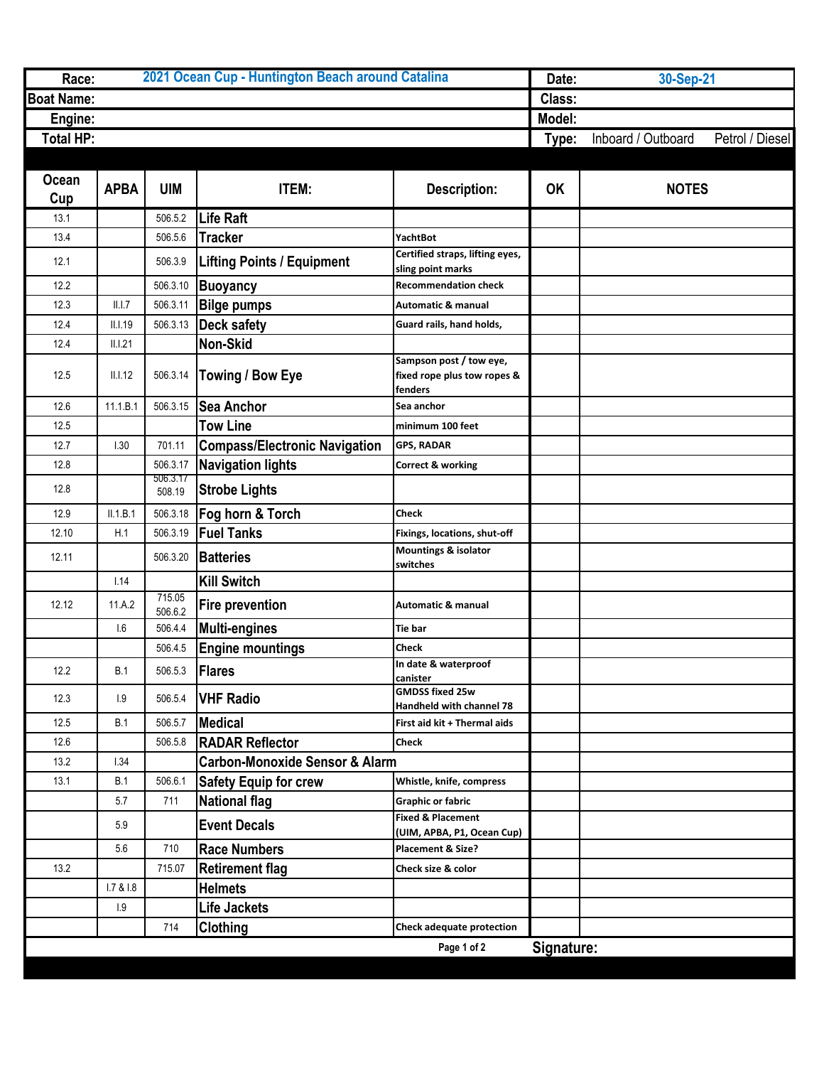| Race: | 2021 Ocean Cup - Huntington Beach around Catalina | Date: | 30-Sep-21 |
|---|---|---|---|
| Boat Name: | | Class: | |
| Engine: | | Model: | |
| Total HP: | | Type: | Inboard / Outboard    Petrol / Diesel |

| Ocean Cup | APBA | UIM | ITEM: | Description: | OK | NOTES |
|---|---|---|---|---|---|---|
| 13.1 | | 506.5.2 | Life Raft | | | |
| 13.4 | | 506.5.6 | Tracker | YachtBot | | |
| 12.1 | | 506.3.9 | Lifting Points / Equipment | Certified straps, lifting eyes, sling point marks | | |
| 12.2 | | 506.3.10 | Buoyancy | Recommendation check | | |
| 12.3 | II.I.7 | 506.3.11 | Bilge pumps | Automatic & manual | | |
| 12.4 | II.I.19 | 506.3.13 | Deck safety | Guard rails, hand holds, | | |
| 12.4 | II.I.21 | | Non-Skid | | | |
| 12.5 | II.I.12 | 506.3.14 | Towing / Bow Eye | Sampson post / tow eye, fixed rope plus tow ropes & fenders | | |
| 12.6 | 11.1.B.1 | 506.3.15 | Sea Anchor | Sea anchor | | |
| 12.5 | | | Tow Line | minimum 100 feet | | |
| 12.7 | I.30 | 701.11 | Compass/Electronic Navigation | GPS, RADAR | | |
| 12.8 | | 506.3.17 | Navigation lights | Correct & working | | |
| 12.8 | | 506.3.17 508.19 | Strobe Lights | | | |
| 12.9 | II.1.B.1 | 506.3.18 | Fog horn & Torch | Check | | |
| 12.10 | H.1 | 506.3.19 | Fuel Tanks | Fixings, locations, shut-off | | |
| 12.11 | | 506.3.20 | Batteries | Mountings & isolator switches | | |
| | I.14 | | Kill Switch | | | |
| 12.12 | 11.A.2 | 715.05 506.6.2 | Fire prevention | Automatic & manual | | |
| | I.6 | 506.4.4 | Multi-engines | Tie bar | | |
| | | 506.4.5 | Engine mountings | Check | | |
| 12.2 | B.1 | 506.5.3 | Flares | In date & waterproof canister | | |
| 12.3 | I.9 | 506.5.4 | VHF Radio | GMDSS fixed 25w Handheld with channel 78 | | |
| 12.5 | B.1 | 506.5.7 | Medical | First aid kit + Thermal aids | | |
| 12.6 | | 506.5.8 | RADAR Reflector | Check | | |
| 13.2 | I.34 | | Carbon-Monoxide Sensor & Alarm | | | |
| 13.1 | B.1 | 506.6.1 | Safety Equip for crew | Whistle, knife, compress | | |
| | 5.7 | 711 | National flag | Graphic or fabric | | |
| | 5.9 | | Event Decals | Fixed & Placement (UIM, APBA, P1, Ocean Cup) | | |
| | 5.6 | 710 | Race Numbers | Placement & Size? | | |
| 13.2 | | 715.07 | Retirement flag | Check size & color | | |
| | I.7 & I.8 | | Helmets | | | |
| | I.9 | | Life Jackets | | | |
| | | 714 | Clothing | Check adequate protection | | |

**Signature:**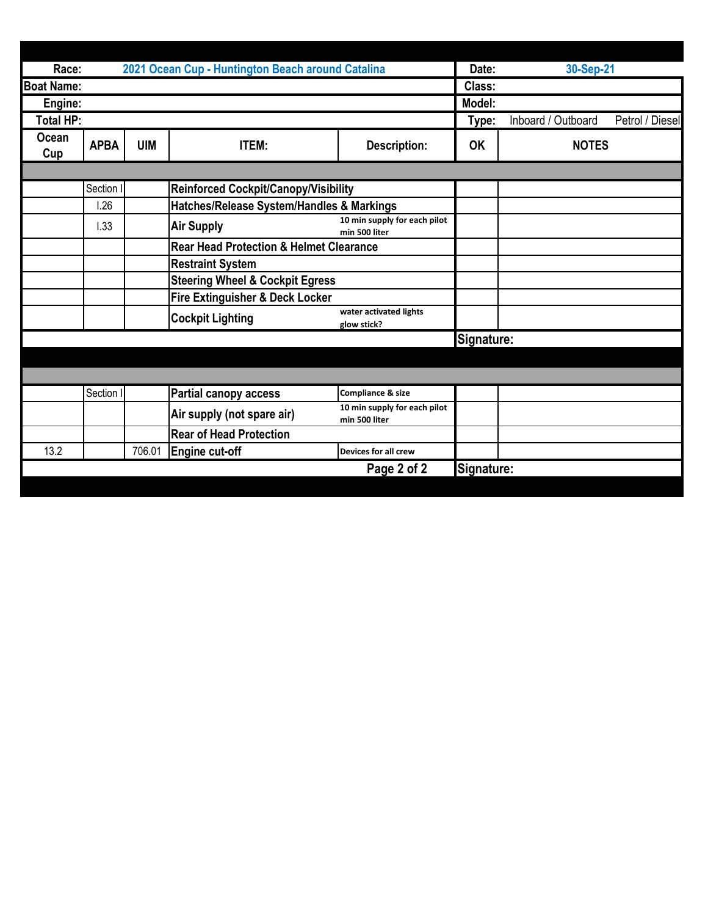| Race: | 2021 Ocean Cup - Huntington Beach around Catalina | | | | Date: | 30-Sep-21 |
|---|---|---|---|---|---|---|
| Boat Name: | | | | | Class: | |
| Engine: | | | | | Model: | |
| Total HP: | | | | | Type: | Inboard / Outboard Petrol / Diesel |
| Ocean Cup | APBA | UIM | ITEM: | Description: | OK | NOTES |
| | | | | | | |
| | Section I | | Reinforced Cockpit/Canopy/Visibility | | | |
| | I.26 | | Hatches/Release System/Handles & Markings | | | |
| | I.33 | | Air Supply | 10 min supply for each pilot min 500 liter | | |
| | | | Rear Head Protection & Helmet Clearance | | | |
| | | | Restraint System | | | |
| | | | Steering Wheel & Cockpit Egress | | | |
| | | | Fire Extinguisher & Deck Locker | | | |
| | | | Cockpit Lighting | water activated lights glow stick? | | |
| | | | | | Signature: | |
| | | | | | | |
| | Section I | | Partial canopy access | Compliance & size | | |
| | | | Air supply (not spare air) | 10 min supply for each pilot min 500 liter | | |
| | | | Rear of Head Protection | | | |
| 13.2 | | 706.01 | Engine cut-off | Devices for all crew | | |
| | | | | | Signature: | |